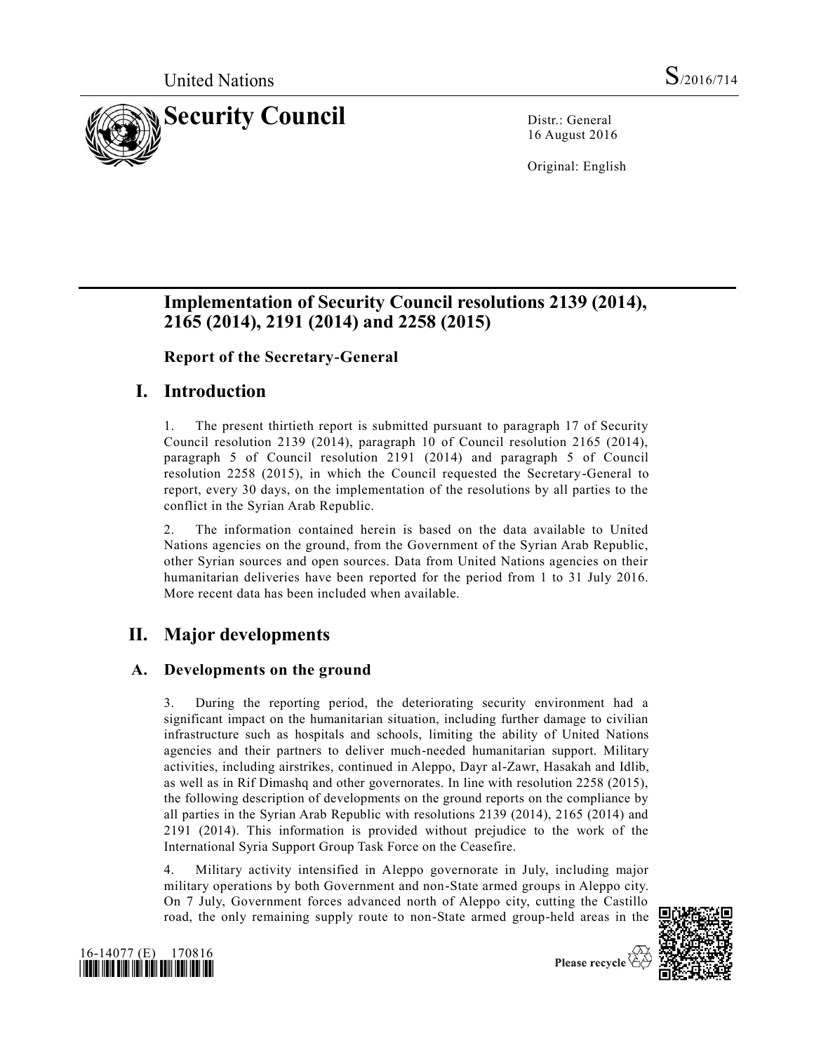United Nations S/2016/714

# Security Council

Distr.: General
16 August 2016

Original: English

## Implementation of Security Council resolutions 2139 (2014), 2165 (2014), 2191 (2014) and 2258 (2015)

### Report of the Secretary-General

## I. Introduction

1. The present thirtieth report is submitted pursuant to paragraph 17 of Security Council resolution 2139 (2014), paragraph 10 of Council resolution 2165 (2014), paragraph 5 of Council resolution 2191 (2014) and paragraph 5 of Council resolution 2258 (2015), in which the Council requested the Secretary-General to report, every 30 days, on the implementation of the resolutions by all parties to the conflict in the Syrian Arab Republic.

2. The information contained herein is based on the data available to United Nations agencies on the ground, from the Government of the Syrian Arab Republic, other Syrian sources and open sources. Data from United Nations agencies on their humanitarian deliveries have been reported for the period from 1 to 31 July 2016. More recent data has been included when available.

## II. Major developments

### A. Developments on the ground

3. During the reporting period, the deteriorating security environment had a significant impact on the humanitarian situation, including further damage to civilian infrastructure such as hospitals and schools, limiting the ability of United Nations agencies and their partners to deliver much-needed humanitarian support. Military activities, including airstrikes, continued in Aleppo, Dayr al-Zawr, Hasakah and Idlib, as well as in Rif Dimashq and other governorates. In line with resolution 2258 (2015), the following description of developments on the ground reports on the compliance by all parties in the Syrian Arab Republic with resolutions 2139 (2014), 2165 (2014) and 2191 (2014). This information is provided without prejudice to the work of the International Syria Support Group Task Force on the Ceasefire.

4. Military activity intensified in Aleppo governorate in July, including major military operations by both Government and non-State armed groups in Aleppo city. On 7 July, Government forces advanced north of Aleppo city, cutting the Castillo road, the only remaining supply route to non-State armed group-held areas in the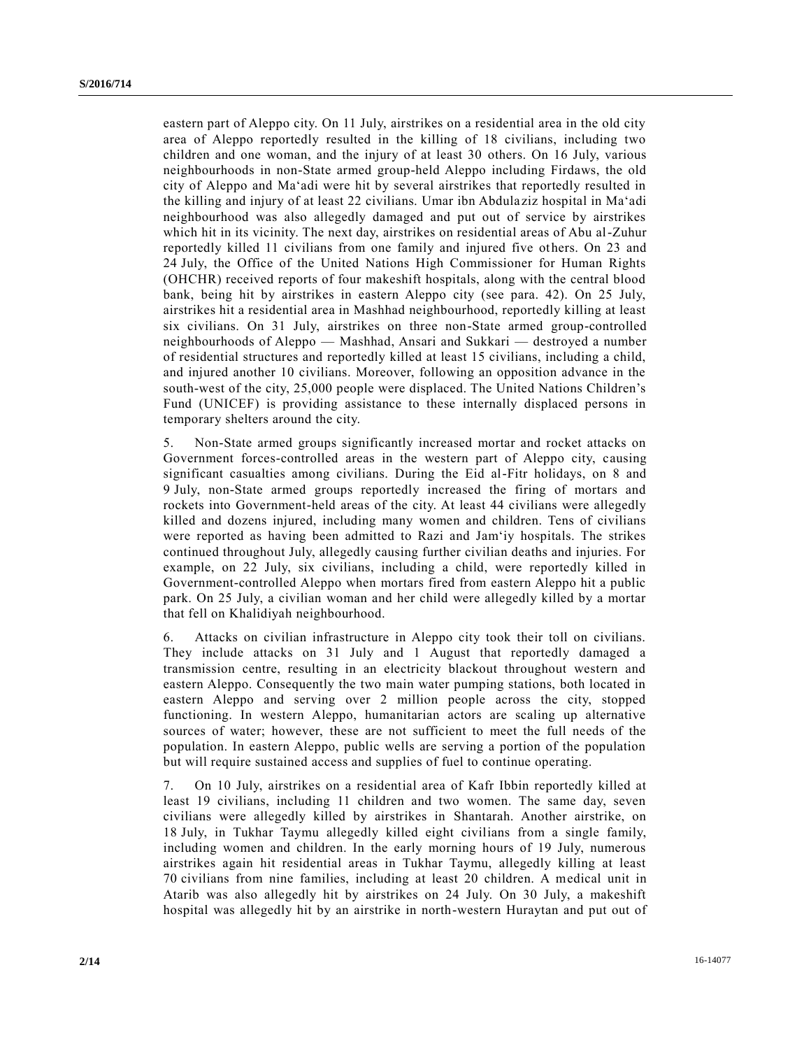eastern part of Aleppo city. On 11 July, airstrikes on a residential area in the old city area of Aleppo reportedly resulted in the killing of 18 civilians, including two children and one woman, and the injury of at least 30 others. On 16 July, various neighbourhoods in non-State armed group-held Aleppo including Firdaws, the old city of Aleppo and Ma‘adi were hit by several airstrikes that reportedly resulted in the killing and injury of at least 22 civilians. Umar ibn Abdulaziz hospital in Ma‘adi neighbourhood was also allegedly damaged and put out of service by airstrikes which hit in its vicinity. The next day, airstrikes on residential areas of Abu al-Zuhur reportedly killed 11 civilians from one family and injured five others. On 23 and 24 July, the Office of the United Nations High Commissioner for Human Rights (OHCHR) received reports of four makeshift hospitals, along with the central blood bank, being hit by airstrikes in eastern Aleppo city (see para. 42). On 25 July, airstrikes hit a residential area in Mashhad neighbourhood, reportedly killing at least six civilians. On 31 July, airstrikes on three non-State armed group-controlled neighbourhoods of Aleppo — Mashhad, Ansari and Sukkari — destroyed a number of residential structures and reportedly killed at least 15 civilians, including a child, and injured another 10 civilians. Moreover, following an opposition advance in the south-west of the city, 25,000 people were displaced. The United Nations Children’s Fund (UNICEF) is providing assistance to these internally displaced persons in temporary shelters around the city.

5. Non-State armed groups significantly increased mortar and rocket attacks on Government forces-controlled areas in the western part of Aleppo city, causing significant casualties among civilians. During the Eid al-Fitr holidays, on 8 and 9 July, non-State armed groups reportedly increased the firing of mortars and rockets into Government-held areas of the city. At least 44 civilians were allegedly killed and dozens injured, including many women and children. Tens of civilians were reported as having been admitted to Razi and Jam‘iy hospitals. The strikes continued throughout July, allegedly causing further civilian deaths and injuries. For example, on 22 July, six civilians, including a child, were reportedly killed in Government-controlled Aleppo when mortars fired from eastern Aleppo hit a public park. On 25 July, a civilian woman and her child were allegedly killed by a mortar that fell on Khalidiyah neighbourhood.

6. Attacks on civilian infrastructure in Aleppo city took their toll on civilians. They include attacks on 31 July and 1 August that reportedly damaged a transmission centre, resulting in an electricity blackout throughout western and eastern Aleppo. Consequently the two main water pumping stations, both located in eastern Aleppo and serving over 2 million people across the city, stopped functioning. In western Aleppo, humanitarian actors are scaling up alternative sources of water; however, these are not sufficient to meet the full needs of the population. In eastern Aleppo, public wells are serving a portion of the population but will require sustained access and supplies of fuel to continue operating.

7. On 10 July, airstrikes on a residential area of Kafr Ibbin reportedly killed at least 19 civilians, including 11 children and two women. The same day, seven civilians were allegedly killed by airstrikes in Shantarah. Another airstrike, on 18 July, in Tukhar Taymu allegedly killed eight civilians from a single family, including women and children. In the early morning hours of 19 July, numerous airstrikes again hit residential areas in Tukhar Taymu, allegedly killing at least 70 civilians from nine families, including at least 20 children. A medical unit in Atarib was also allegedly hit by airstrikes on 24 July. On 30 July, a makeshift hospital was allegedly hit by an airstrike in north-western Huraytan and put out of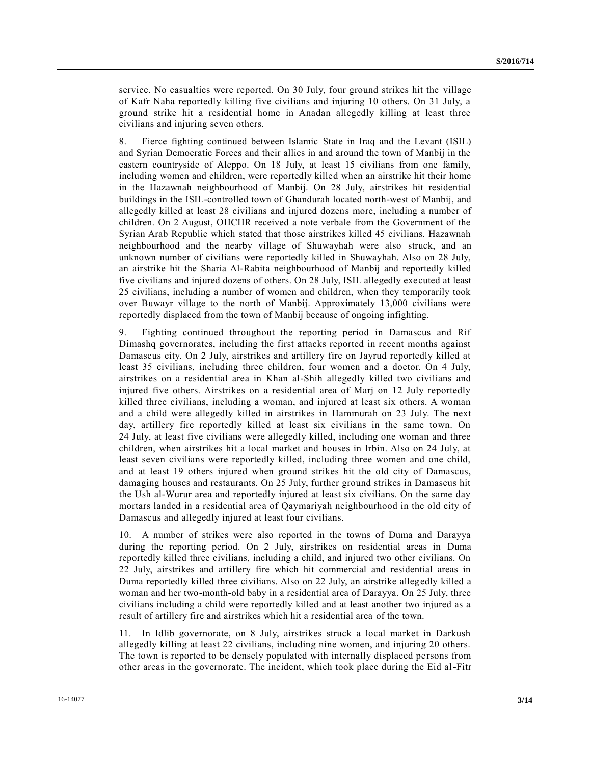service. No casualties were reported. On 30 July, four ground strikes hit the village of Kafr Naha reportedly killing five civilians and injuring 10 others. On 31 July, a ground strike hit a residential home in Anadan allegedly killing at least three civilians and injuring seven others.

8. Fierce fighting continued between Islamic State in Iraq and the Levant (ISIL) and Syrian Democratic Forces and their allies in and around the town of Manbij in the eastern countryside of Aleppo. On 18 July, at least 15 civilians from one family, including women and children, were reportedly killed when an airstrike hit their home in the Hazawnah neighbourhood of Manbij. On 28 July, airstrikes hit residential buildings in the ISIL-controlled town of Ghandurah located north-west of Manbij, and allegedly killed at least 28 civilians and injured dozens more, including a number of children. On 2 August, OHCHR received a note verbale from the Government of the Syrian Arab Republic which stated that those airstrikes killed 45 civilians. Hazawnah neighbourhood and the nearby village of Shuwayhah were also struck, and an unknown number of civilians were reportedly killed in Shuwayhah. Also on 28 July, an airstrike hit the Sharia Al-Rabita neighbourhood of Manbij and reportedly killed five civilians and injured dozens of others. On 28 July, ISIL allegedly executed at least 25 civilians, including a number of women and children, when they temporarily took over Buwayr village to the north of Manbij. Approximately 13,000 civilians were reportedly displaced from the town of Manbij because of ongoing infighting.

9. Fighting continued throughout the reporting period in Damascus and Rif Dimashq governorates, including the first attacks reported in recent months against Damascus city. On 2 July, airstrikes and artillery fire on Jayrud reportedly killed at least 35 civilians, including three children, four women and a doctor. On 4 July, airstrikes on a residential area in Khan al-Shih allegedly killed two civilians and injured five others. Airstrikes on a residential area of Marj on 12 July reportedly killed three civilians, including a woman, and injured at least six others. A woman and a child were allegedly killed in airstrikes in Hammurah on 23 July. The next day, artillery fire reportedly killed at least six civilians in the same town. On 24 July, at least five civilians were allegedly killed, including one woman and three children, when airstrikes hit a local market and houses in Irbin. Also on 24 July, at least seven civilians were reportedly killed, including three women and one child, and at least 19 others injured when ground strikes hit the old city of Damascus, damaging houses and restaurants. On 25 July, further ground strikes in Damascus hit the Ush al-Wurur area and reportedly injured at least six civilians. On the same day mortars landed in a residential area of Qaymariyah neighbourhood in the old city of Damascus and allegedly injured at least four civilians.

10. A number of strikes were also reported in the towns of Duma and Darayya during the reporting period. On 2 July, airstrikes on residential areas in Duma reportedly killed three civilians, including a child, and injured two other civilians. On 22 July, airstrikes and artillery fire which hit commercial and residential areas in Duma reportedly killed three civilians. Also on 22 July, an airstrike allegedly killed a woman and her two-month-old baby in a residential area of Darayya. On 25 July, three civilians including a child were reportedly killed and at least another two injured as a result of artillery fire and airstrikes which hit a residential area of the town.

11. In Idlib governorate, on 8 July, airstrikes struck a local market in Darkush allegedly killing at least 22 civilians, including nine women, and injuring 20 others. The town is reported to be densely populated with internally displaced persons from other areas in the governorate. The incident, which took place during the Eid al-Fitr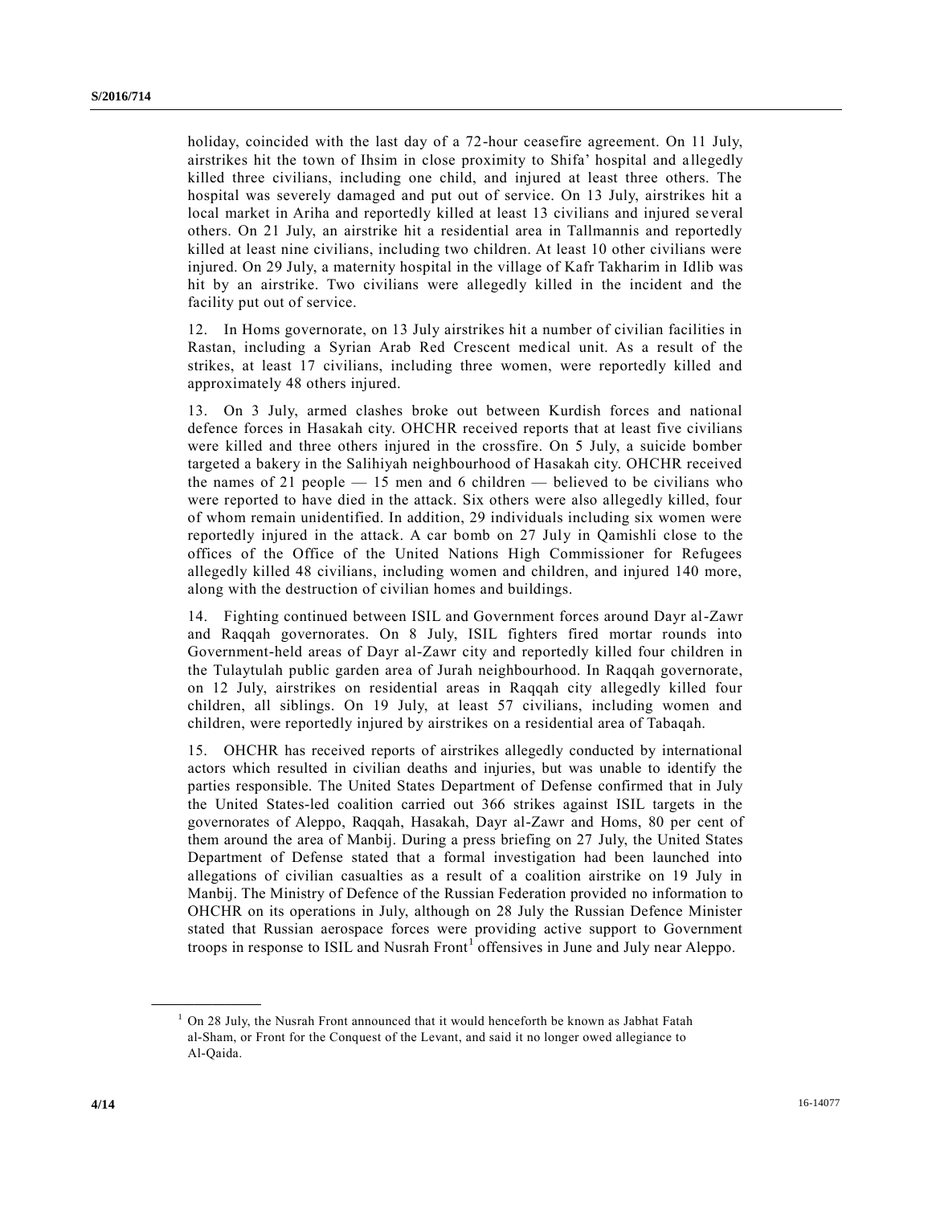holiday, coincided with the last day of a 72-hour ceasefire agreement. On 11 July, airstrikes hit the town of Ihsim in close proximity to Shifa' hospital and allegedly killed three civilians, including one child, and injured at least three others. The hospital was severely damaged and put out of service. On 13 July, airstrikes hit a local market in Ariha and reportedly killed at least 13 civilians and injured several others. On 21 July, an airstrike hit a residential area in Tallmannis and reportedly killed at least nine civilians, including two children. At least 10 other civilians were injured. On 29 July, a maternity hospital in the village of Kafr Takharim in Idlib was hit by an airstrike. Two civilians were allegedly killed in the incident and the facility put out of service.

12. In Homs governorate, on 13 July airstrikes hit a number of civilian facilities in Rastan, including a Syrian Arab Red Crescent medical unit. As a result of the strikes, at least 17 civilians, including three women, were reportedly killed and approximately 48 others injured.

13. On 3 July, armed clashes broke out between Kurdish forces and national defence forces in Hasakah city. OHCHR received reports that at least five civilians were killed and three others injured in the crossfire. On 5 July, a suicide bomber targeted a bakery in the Salihiyah neighbourhood of Hasakah city. OHCHR received the names of 21 people — 15 men and 6 children — believed to be civilians who were reported to have died in the attack. Six others were also allegedly killed, four of whom remain unidentified. In addition, 29 individuals including six women were reportedly injured in the attack. A car bomb on 27 July in Qamishli close to the offices of the Office of the United Nations High Commissioner for Refugees allegedly killed 48 civilians, including women and children, and injured 140 more, along with the destruction of civilian homes and buildings.

14. Fighting continued between ISIL and Government forces around Dayr al-Zawr and Raqqah governorates. On 8 July, ISIL fighters fired mortar rounds into Government-held areas of Dayr al-Zawr city and reportedly killed four children in the Tulaytulah public garden area of Jurah neighbourhood. In Raqqah governorate, on 12 July, airstrikes on residential areas in Raqqah city allegedly killed four children, all siblings. On 19 July, at least 57 civilians, including women and children, were reportedly injured by airstrikes on a residential area of Tabaqah.

15. OHCHR has received reports of airstrikes allegedly conducted by international actors which resulted in civilian deaths and injuries, but was unable to identify the parties responsible. The United States Department of Defense confirmed that in July the United States-led coalition carried out 366 strikes against ISIL targets in the governorates of Aleppo, Raqqah, Hasakah, Dayr al-Zawr and Homs, 80 per cent of them around the area of Manbij. During a press briefing on 27 July, the United States Department of Defense stated that a formal investigation had been launched into allegations of civilian casualties as a result of a coalition airstrike on 19 July in Manbij. The Ministry of Defence of the Russian Federation provided no information to OHCHR on its operations in July, although on 28 July the Russian Defence Minister stated that Russian aerospace forces were providing active support to Government troops in response to ISIL and Nusrah Front[1] offensives in June and July near Aleppo.

[1] On 28 July, the Nusrah Front announced that it would henceforth be known as Jabhat Fatah al-Sham, or Front for the Conquest of the Levant, and said it no longer owed allegiance to Al-Qaida.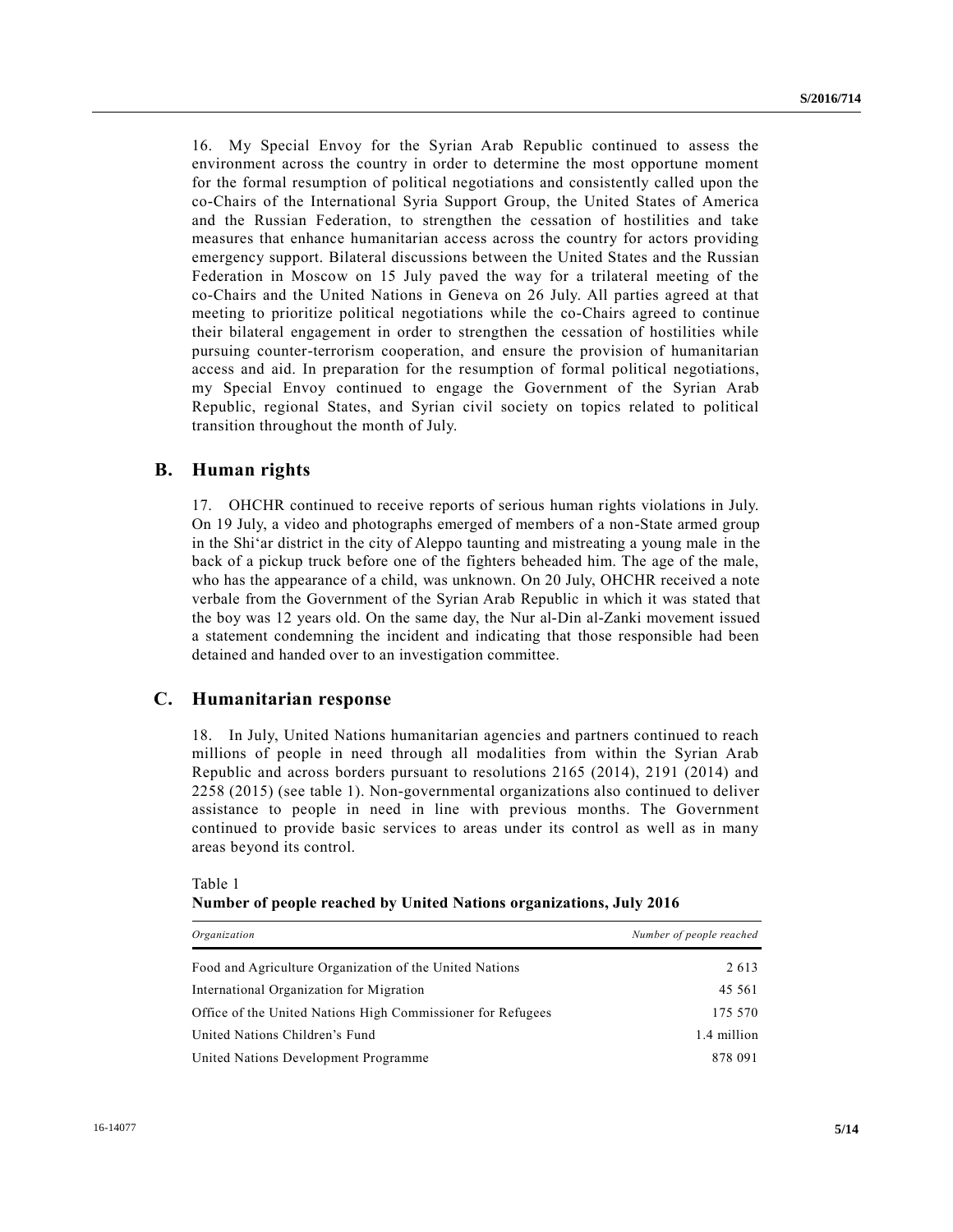16. My Special Envoy for the Syrian Arab Republic continued to assess the environment across the country in order to determine the most opportune moment for the formal resumption of political negotiations and consistently called upon the co-Chairs of the International Syria Support Group, the United States of America and the Russian Federation, to strengthen the cessation of hostilities and take measures that enhance humanitarian access across the country for actors providing emergency support. Bilateral discussions between the United States and the Russian Federation in Moscow on 15 July paved the way for a trilateral meeting of the co-Chairs and the United Nations in Geneva on 26 July. All parties agreed at that meeting to prioritize political negotiations while the co-Chairs agreed to continue their bilateral engagement in order to strengthen the cessation of hostilities while pursuing counter-terrorism cooperation, and ensure the provision of humanitarian access and aid. In preparation for the resumption of formal political negotiations, my Special Envoy continued to engage the Government of the Syrian Arab Republic, regional States, and Syrian civil society on topics related to political transition throughout the month of July.

## B. Human rights

17. OHCHR continued to receive reports of serious human rights violations in July. On 19 July, a video and photographs emerged of members of a non-State armed group in the Shi‘ar district in the city of Aleppo taunting and mistreating a young male in the back of a pickup truck before one of the fighters beheaded him. The age of the male, who has the appearance of a child, was unknown. On 20 July, OHCHR received a note verbale from the Government of the Syrian Arab Republic in which it was stated that the boy was 12 years old. On the same day, the Nur al-Din al-Zanki movement issued a statement condemning the incident and indicating that those responsible had been detained and handed over to an investigation committee.

## C. Humanitarian response

18. In July, United Nations humanitarian agencies and partners continued to reach millions of people in need through all modalities from within the Syrian Arab Republic and across borders pursuant to resolutions 2165 (2014), 2191 (2014) and 2258 (2015) (see table 1). Non-governmental organizations also continued to deliver assistance to people in need in line with previous months. The Government continued to provide basic services to areas under its control as well as in many areas beyond its control.

Table 1
**Number of people reached by United Nations organizations, July 2016**

| *Organization* | *Number of people reached* |
|---|---|
| Food and Agriculture Organization of the United Nations | 2 613 |
| International Organization for Migration | 45 561 |
| Office of the United Nations High Commissioner for Refugees | 175 570 |
| United Nations Children's Fund | 1.4 million |
| United Nations Development Programme | 878 091 |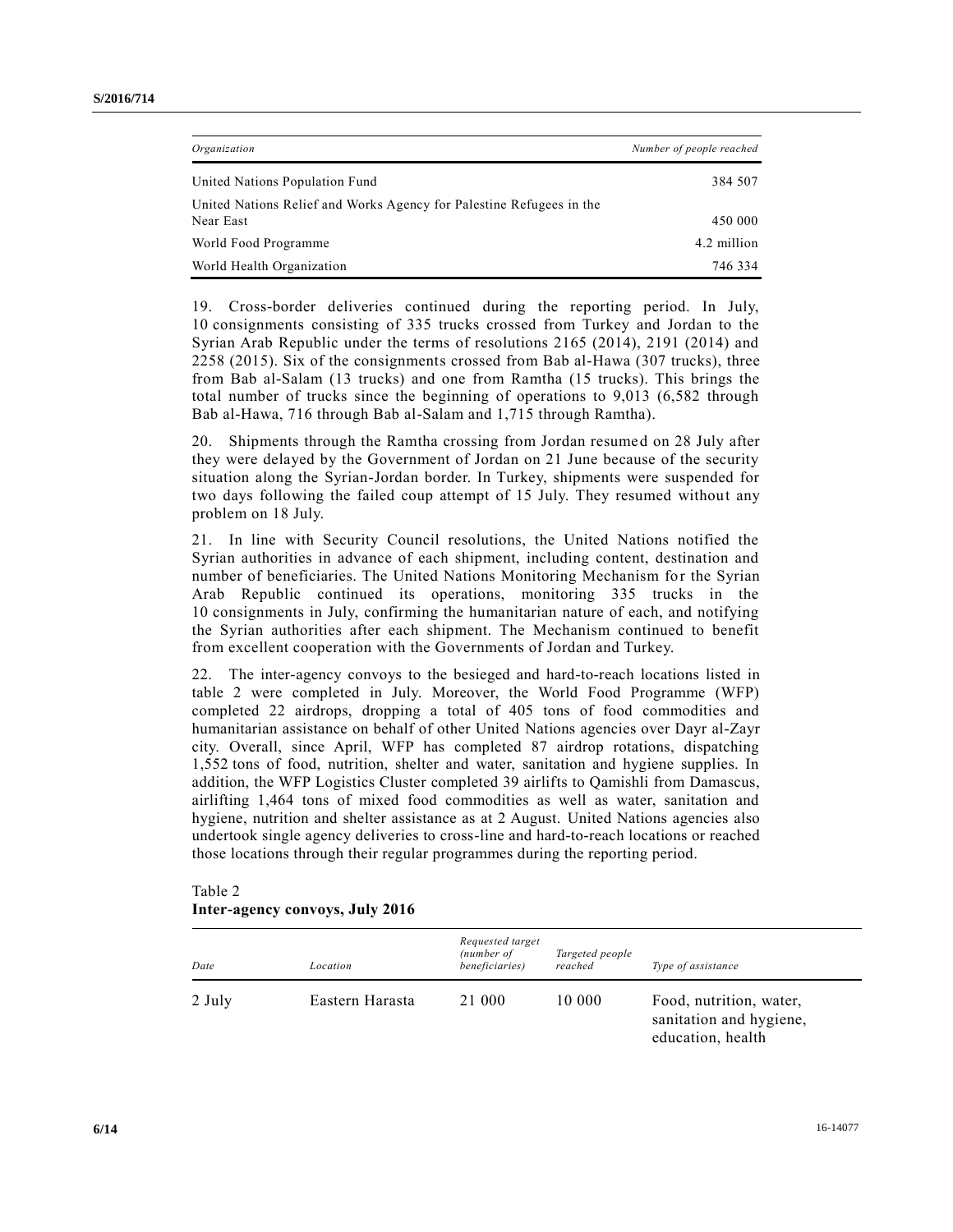| *Organization* | *Number of people reached* |
| --- | --- |
| United Nations Population Fund | 384 507 |
| United Nations Relief and Works Agency for Palestine Refugees in the Near East | 450 000 |
| World Food Programme | 4.2 million |
| World Health Organization | 746 334 |

19. Cross-border deliveries continued during the reporting period. In July, 10 consignments consisting of 335 trucks crossed from Turkey and Jordan to the Syrian Arab Republic under the terms of resolutions 2165 (2014), 2191 (2014) and 2258 (2015). Six of the consignments crossed from Bab al-Hawa (307 trucks), three from Bab al-Salam (13 trucks) and one from Ramtha (15 trucks). This brings the total number of trucks since the beginning of operations to 9,013 (6,582 through Bab al-Hawa, 716 through Bab al-Salam and 1,715 through Ramtha).

20. Shipments through the Ramtha crossing from Jordan resumed on 28 July after they were delayed by the Government of Jordan on 21 June because of the security situation along the Syrian-Jordan border. In Turkey, shipments were suspended for two days following the failed coup attempt of 15 July. They resumed without any problem on 18 July.

21. In line with Security Council resolutions, the United Nations notified the Syrian authorities in advance of each shipment, including content, destination and number of beneficiaries. The United Nations Monitoring Mechanism for the Syrian Arab Republic continued its operations, monitoring 335 trucks in the 10 consignments in July, confirming the humanitarian nature of each, and notifying the Syrian authorities after each shipment. The Mechanism continued to benefit from excellent cooperation with the Governments of Jordan and Turkey.

22. The inter-agency convoys to the besieged and hard-to-reach locations listed in table 2 were completed in July. Moreover, the World Food Programme (WFP) completed 22 airdrops, dropping a total of 405 tons of food commodities and humanitarian assistance on behalf of other United Nations agencies over Dayr al-Zayr city. Overall, since April, WFP has completed 87 airdrop rotations, dispatching 1,552 tons of food, nutrition, shelter and water, sanitation and hygiene supplies. In addition, the WFP Logistics Cluster completed 39 airlifts to Qamishli from Damascus, airlifting 1,464 tons of mixed food commodities as well as water, sanitation and hygiene, nutrition and shelter assistance as at 2 August. United Nations agencies also undertook single agency deliveries to cross-line and hard-to-reach locations or reached those locations through their regular programmes during the reporting period.

Table 2
**Inter-agency convoys, July 2016**

| *Date* | *Location* | *Requested target (number of beneficiaries)* | *Targeted people reached* | *Type of assistance* |
| --- | --- | --- | --- | --- |
| 2 July | Eastern Harasta | 21 000 | 10 000 | Food, nutrition, water, sanitation and hygiene, education, health |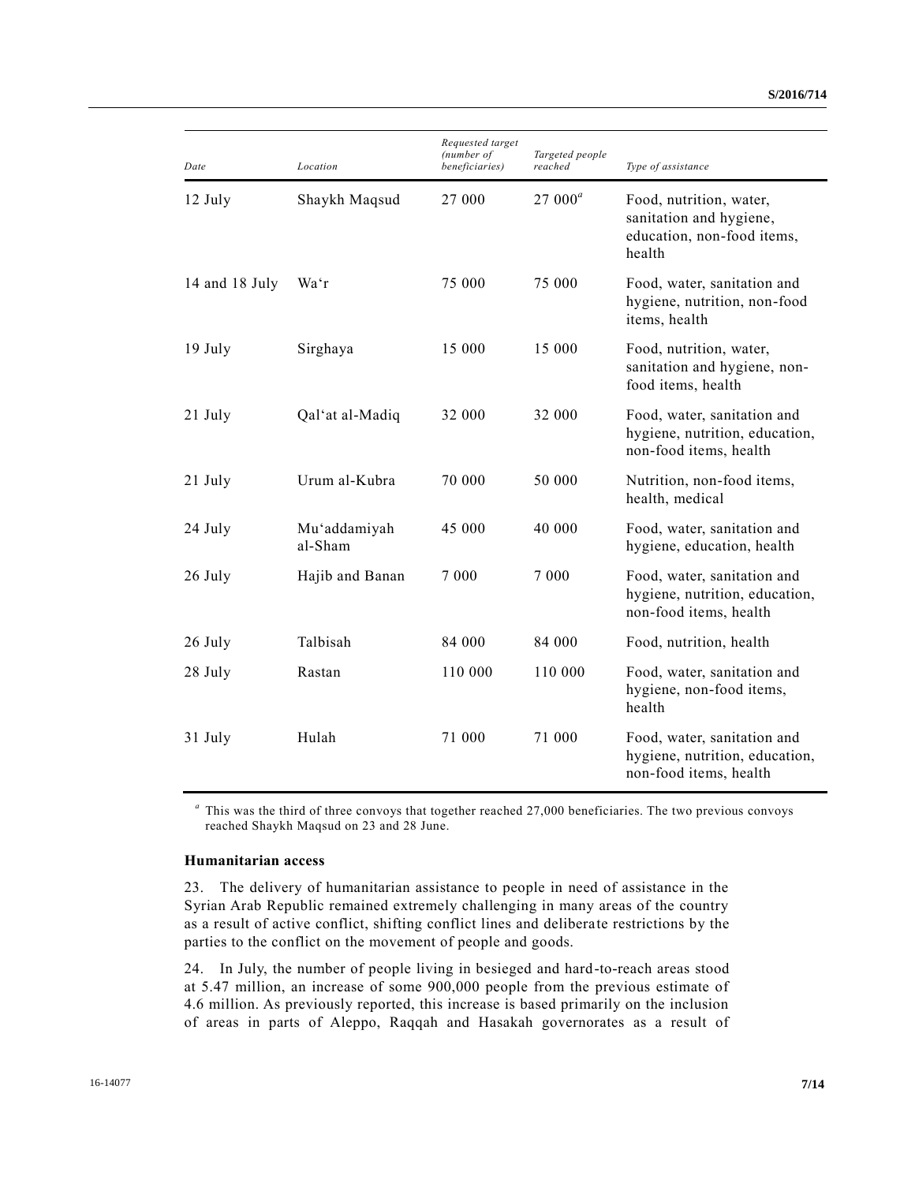| Date | Location | Requested target (number of beneficiaries) | Targeted people reached | Type of assistance |
|---|---|---|---|---|
| 12 July | Shaykh Maqsud | 27 000 | 27 000[a] | Food, nutrition, water, sanitation and hygiene, education, non-food items, health |
| 14 and 18 July | Wa‘r | 75 000 | 75 000 | Food, water, sanitation and hygiene, nutrition, non-food items, health |
| 19 July | Sirghaya | 15 000 | 15 000 | Food, nutrition, water, sanitation and hygiene, non-food items, health |
| 21 July | Qal‘at al-Madiq | 32 000 | 32 000 | Food, water, sanitation and hygiene, nutrition, education, non-food items, health |
| 21 July | Urum al-Kubra | 70 000 | 50 000 | Nutrition, non-food items, health, medical |
| 24 July | Mu‘addamiyah al-Sham | 45 000 | 40 000 | Food, water, sanitation and hygiene, education, health |
| 26 July | Hajib and Banan | 7 000 | 7 000 | Food, water, sanitation and hygiene, nutrition, education, non-food items, health |
| 26 July | Talbisah | 84 000 | 84 000 | Food, nutrition, health |
| 28 July | Rastan | 110 000 | 110 000 | Food, water, sanitation and hygiene, non-food items, health |
| 31 July | Hulah | 71 000 | 71 000 | Food, water, sanitation and hygiene, nutrition, education, non-food items, health |

[a] This was the third of three convoys that together reached 27,000 beneficiaries. The two previous convoys reached Shaykh Maqsud on 23 and 28 June.

**Humanitarian access**

23. The delivery of humanitarian assistance to people in need of assistance in the Syrian Arab Republic remained extremely challenging in many areas of the country as a result of active conflict, shifting conflict lines and deliberate restrictions by the parties to the conflict on the movement of people and goods.

24. In July, the number of people living in besieged and hard-to-reach areas stood at 5.47 million, an increase of some 900,000 people from the previous estimate of 4.6 million. As previously reported, this increase is based primarily on the inclusion of areas in parts of Aleppo, Raqqah and Hasakah governorates as a result of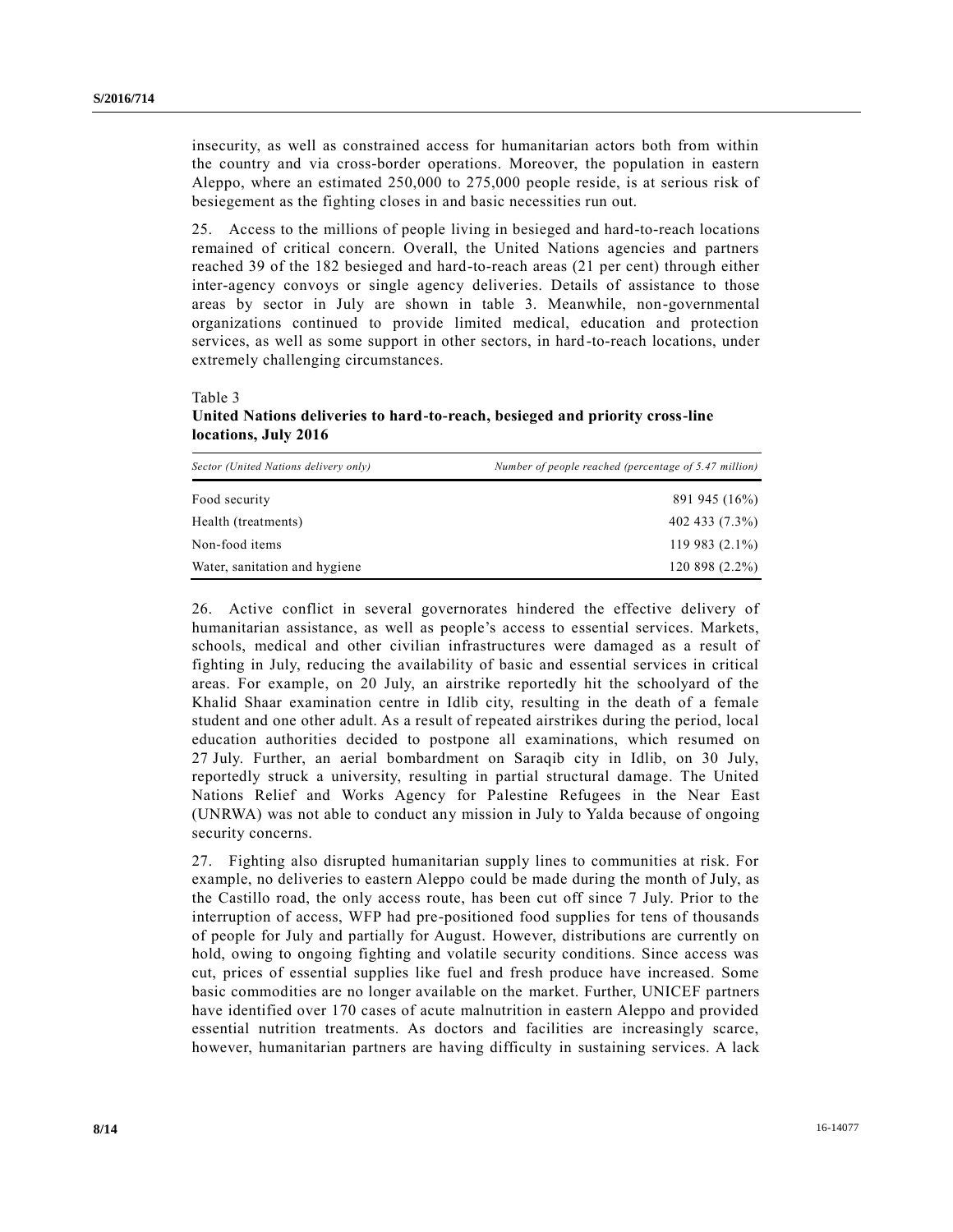insecurity, as well as constrained access for humanitarian actors both from within the country and via cross-border operations. Moreover, the population in eastern Aleppo, where an estimated 250,000 to 275,000 people reside, is at serious risk of besiegement as the fighting closes in and basic necessities run out.

25. Access to the millions of people living in besieged and hard-to-reach locations remained of critical concern. Overall, the United Nations agencies and partners reached 39 of the 182 besieged and hard-to-reach areas (21 per cent) through either inter-agency convoys or single agency deliveries. Details of assistance to those areas by sector in July are shown in table 3. Meanwhile, non-governmental organizations continued to provide limited medical, education and protection services, as well as some support in other sectors, in hard-to-reach locations, under extremely challenging circumstances.

Table 3
**United Nations deliveries to hard-to-reach, besieged and priority cross-line locations, July 2016**

| *Sector (United Nations delivery only)* | *Number of people reached (percentage of 5.47 million)* |
|---|---:|
| Food security | 891 945 (16%) |
| Health (treatments) | 402 433 (7.3%) |
| Non-food items | 119 983 (2.1%) |
| Water, sanitation and hygiene | 120 898 (2.2%) |

26. Active conflict in several governorates hindered the effective delivery of humanitarian assistance, as well as people's access to essential services. Markets, schools, medical and other civilian infrastructures were damaged as a result of fighting in July, reducing the availability of basic and essential services in critical areas. For example, on 20 July, an airstrike reportedly hit the schoolyard of the Khalid Shaar examination centre in Idlib city, resulting in the death of a female student and one other adult. As a result of repeated airstrikes during the period, local education authorities decided to postpone all examinations, which resumed on 27 July. Further, an aerial bombardment on Saraqib city in Idlib, on 30 July, reportedly struck a university, resulting in partial structural damage. The United Nations Relief and Works Agency for Palestine Refugees in the Near East (UNRWA) was not able to conduct any mission in July to Yalda because of ongoing security concerns.

27. Fighting also disrupted humanitarian supply lines to communities at risk. For example, no deliveries to eastern Aleppo could be made during the month of July, as the Castillo road, the only access route, has been cut off since 7 July. Prior to the interruption of access, WFP had pre-positioned food supplies for tens of thousands of people for July and partially for August. However, distributions are currently on hold, owing to ongoing fighting and volatile security conditions. Since access was cut, prices of essential supplies like fuel and fresh produce have increased. Some basic commodities are no longer available on the market. Further, UNICEF partners have identified over 170 cases of acute malnutrition in eastern Aleppo and provided essential nutrition treatments. As doctors and facilities are increasingly scarce, however, humanitarian partners are having difficulty in sustaining services. A lack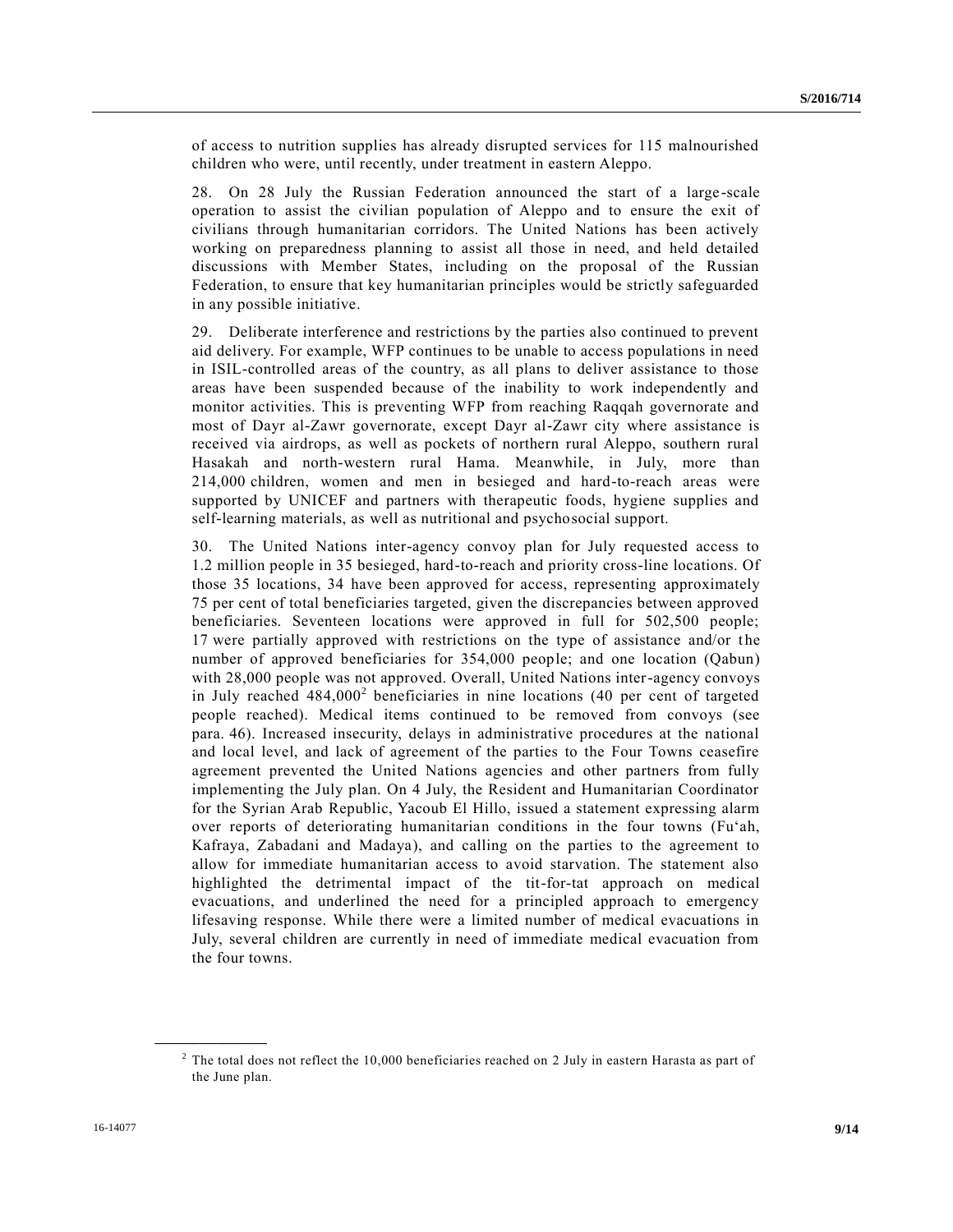of access to nutrition supplies has already disrupted services for 115 malnourished children who were, until recently, under treatment in eastern Aleppo.

28. On 28 July the Russian Federation announced the start of a large-scale operation to assist the civilian population of Aleppo and to ensure the exit of civilians through humanitarian corridors. The United Nations has been actively working on preparedness planning to assist all those in need, and held detailed discussions with Member States, including on the proposal of the Russian Federation, to ensure that key humanitarian principles would be strictly safeguarded in any possible initiative.

29. Deliberate interference and restrictions by the parties also continued to prevent aid delivery. For example, WFP continues to be unable to access populations in need in ISIL-controlled areas of the country, as all plans to deliver assistance to those areas have been suspended because of the inability to work independently and monitor activities. This is preventing WFP from reaching Raqqah governorate and most of Dayr al-Zawr governorate, except Dayr al-Zawr city where assistance is received via airdrops, as well as pockets of northern rural Aleppo, southern rural Hasakah and north-western rural Hama. Meanwhile, in July, more than 214,000 children, women and men in besieged and hard-to-reach areas were supported by UNICEF and partners with therapeutic foods, hygiene supplies and self-learning materials, as well as nutritional and psychosocial support.

30. The United Nations inter-agency convoy plan for July requested access to 1.2 million people in 35 besieged, hard-to-reach and priority cross-line locations. Of those 35 locations, 34 have been approved for access, representing approximately 75 per cent of total beneficiaries targeted, given the discrepancies between approved beneficiaries. Seventeen locations were approved in full for 502,500 people; 17 were partially approved with restrictions on the type of assistance and/or the number of approved beneficiaries for 354,000 people; and one location (Qabun) with 28,000 people was not approved. Overall, United Nations inter-agency convoys in July reached 484,000[2] beneficiaries in nine locations (40 per cent of targeted people reached). Medical items continued to be removed from convoys (see para. 46). Increased insecurity, delays in administrative procedures at the national and local level, and lack of agreement of the parties to the Four Towns ceasefire agreement prevented the United Nations agencies and other partners from fully implementing the July plan. On 4 July, the Resident and Humanitarian Coordinator for the Syrian Arab Republic, Yacoub El Hillo, issued a statement expressing alarm over reports of deteriorating humanitarian conditions in the four towns (Fu'ah, Kafraya, Zabadani and Madaya), and calling on the parties to the agreement to allow for immediate humanitarian access to avoid starvation. The statement also highlighted the detrimental impact of the tit-for-tat approach on medical evacuations, and underlined the need for a principled approach to emergency lifesaving response. While there were a limited number of medical evacuations in July, several children are currently in need of immediate medical evacuation from the four towns.

[2] The total does not reflect the 10,000 beneficiaries reached on 2 July in eastern Harasta as part of the June plan.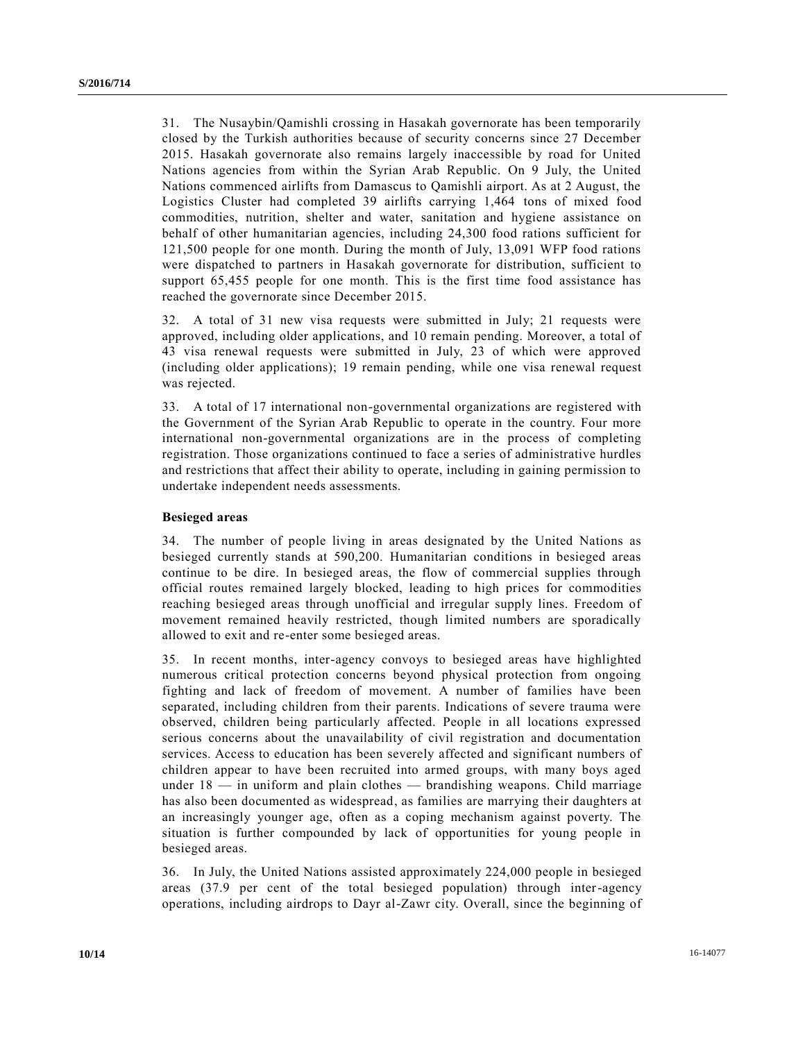31. The Nusaybin/Qamishli crossing in Hasakah governorate has been temporarily closed by the Turkish authorities because of security concerns since 27 December 2015. Hasakah governorate also remains largely inaccessible by road for United Nations agencies from within the Syrian Arab Republic. On 9 July, the United Nations commenced airlifts from Damascus to Qamishli airport. As at 2 August, the Logistics Cluster had completed 39 airlifts carrying 1,464 tons of mixed food commodities, nutrition, shelter and water, sanitation and hygiene assistance on behalf of other humanitarian agencies, including 24,300 food rations sufficient for 121,500 people for one month. During the month of July, 13,091 WFP food rations were dispatched to partners in Hasakah governorate for distribution, sufficient to support 65,455 people for one month. This is the first time food assistance has reached the governorate since December 2015.

32. A total of 31 new visa requests were submitted in July; 21 requests were approved, including older applications, and 10 remain pending. Moreover, a total of 43 visa renewal requests were submitted in July, 23 of which were approved (including older applications); 19 remain pending, while one visa renewal request was rejected.

33. A total of 17 international non-governmental organizations are registered with the Government of the Syrian Arab Republic to operate in the country. Four more international non-governmental organizations are in the process of completing registration. Those organizations continued to face a series of administrative hurdles and restrictions that affect their ability to operate, including in gaining permission to undertake independent needs assessments.

**Besieged areas**

34. The number of people living in areas designated by the United Nations as besieged currently stands at 590,200. Humanitarian conditions in besieged areas continue to be dire. In besieged areas, the flow of commercial supplies through official routes remained largely blocked, leading to high prices for commodities reaching besieged areas through unofficial and irregular supply lines. Freedom of movement remained heavily restricted, though limited numbers are sporadically allowed to exit and re-enter some besieged areas.

35. In recent months, inter-agency convoys to besieged areas have highlighted numerous critical protection concerns beyond physical protection from ongoing fighting and lack of freedom of movement. A number of families have been separated, including children from their parents. Indications of severe trauma were observed, children being particularly affected. People in all locations expressed serious concerns about the unavailability of civil registration and documentation services. Access to education has been severely affected and significant numbers of children appear to have been recruited into armed groups, with many boys aged under 18 — in uniform and plain clothes — brandishing weapons. Child marriage has also been documented as widespread, as families are marrying their daughters at an increasingly younger age, often as a coping mechanism against poverty. The situation is further compounded by lack of opportunities for young people in besieged areas.

36. In July, the United Nations assisted approximately 224,000 people in besieged areas (37.9 per cent of the total besieged population) through inter-agency operations, including airdrops to Dayr al-Zawr city. Overall, since the beginning of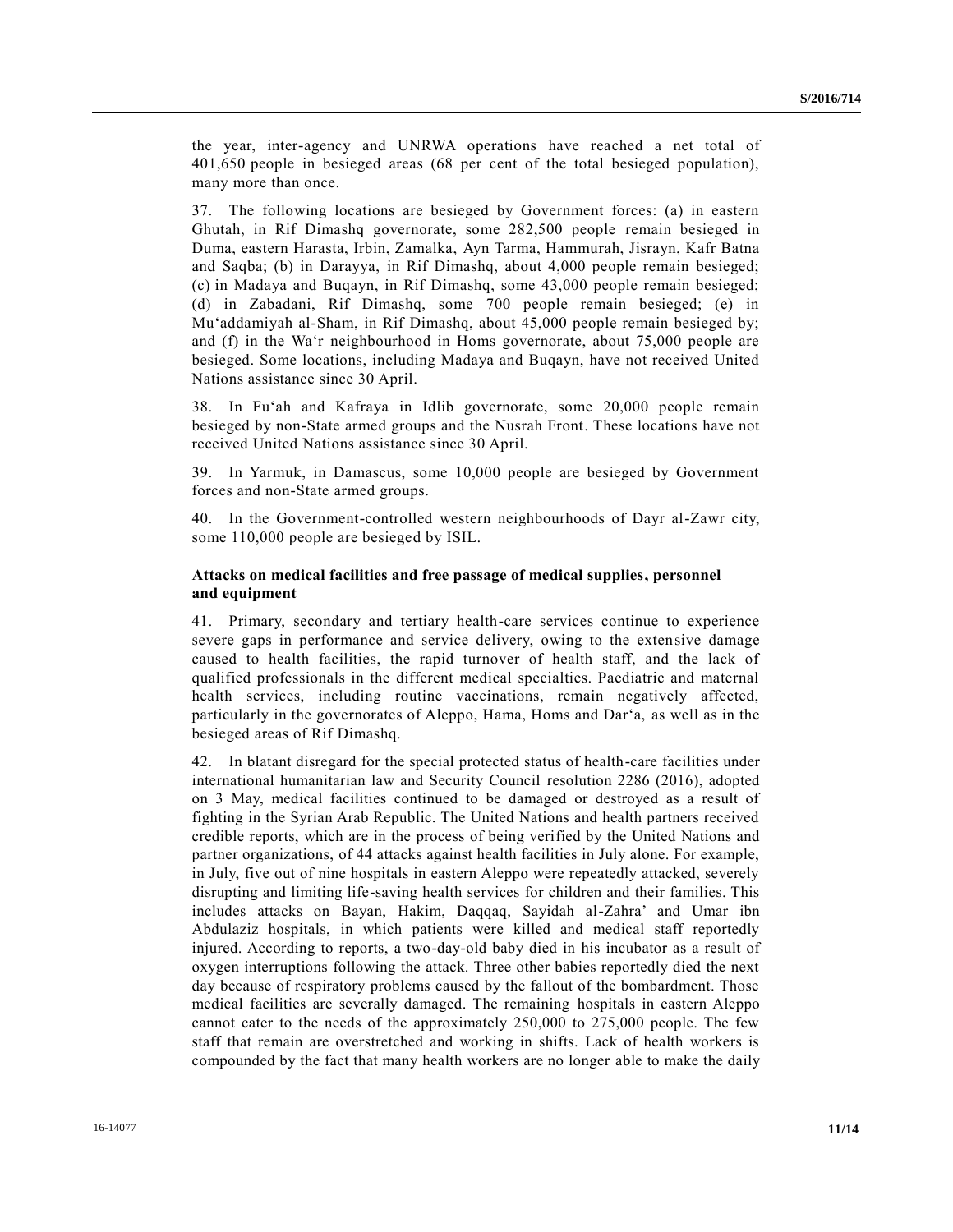the year, inter-agency and UNRWA operations have reached a net total of 401,650 people in besieged areas (68 per cent of the total besieged population), many more than once.

37. The following locations are besieged by Government forces: (a) in eastern Ghutah, in Rif Dimashq governorate, some 282,500 people remain besieged in Duma, eastern Harasta, Irbin, Zamalka, Ayn Tarma, Hammurah, Jisrayn, Kafr Batna and Saqba; (b) in Darayya, in Rif Dimashq, about 4,000 people remain besieged; (c) in Madaya and Buqayn, in Rif Dimashq, some 43,000 people remain besieged; (d) in Zabadani, Rif Dimashq, some 700 people remain besieged; (e) in Mu'addamiyah al-Sham, in Rif Dimashq, about 45,000 people remain besieged by; and (f) in the Wa'r neighbourhood in Homs governorate, about 75,000 people are besieged. Some locations, including Madaya and Buqayn, have not received United Nations assistance since 30 April.

38. In Fu'ah and Kafraya in Idlib governorate, some 20,000 people remain besieged by non-State armed groups and the Nusrah Front. These locations have not received United Nations assistance since 30 April.

39. In Yarmuk, in Damascus, some 10,000 people are besieged by Government forces and non-State armed groups.

40. In the Government-controlled western neighbourhoods of Dayr al-Zawr city, some 110,000 people are besieged by ISIL.

**Attacks on medical facilities and free passage of medical supplies, personnel and equipment**

41. Primary, secondary and tertiary health-care services continue to experience severe gaps in performance and service delivery, owing to the extensive damage caused to health facilities, the rapid turnover of health staff, and the lack of qualified professionals in the different medical specialties. Paediatric and maternal health services, including routine vaccinations, remain negatively affected, particularly in the governorates of Aleppo, Hama, Homs and Dar'a, as well as in the besieged areas of Rif Dimashq.

42. In blatant disregard for the special protected status of health-care facilities under international humanitarian law and Security Council resolution 2286 (2016), adopted on 3 May, medical facilities continued to be damaged or destroyed as a result of fighting in the Syrian Arab Republic. The United Nations and health partners received credible reports, which are in the process of being verified by the United Nations and partner organizations, of 44 attacks against health facilities in July alone. For example, in July, five out of nine hospitals in eastern Aleppo were repeatedly attacked, severely disrupting and limiting life-saving health services for children and their families. This includes attacks on Bayan, Hakim, Daqqaq, Sayidah al-Zahra' and Umar ibn Abdulaziz hospitals, in which patients were killed and medical staff reportedly injured. According to reports, a two-day-old baby died in his incubator as a result of oxygen interruptions following the attack. Three other babies reportedly died the next day because of respiratory problems caused by the fallout of the bombardment. Those medical facilities are severally damaged. The remaining hospitals in eastern Aleppo cannot cater to the needs of the approximately 250,000 to 275,000 people. The few staff that remain are overstretched and working in shifts. Lack of health workers is compounded by the fact that many health workers are no longer able to make the daily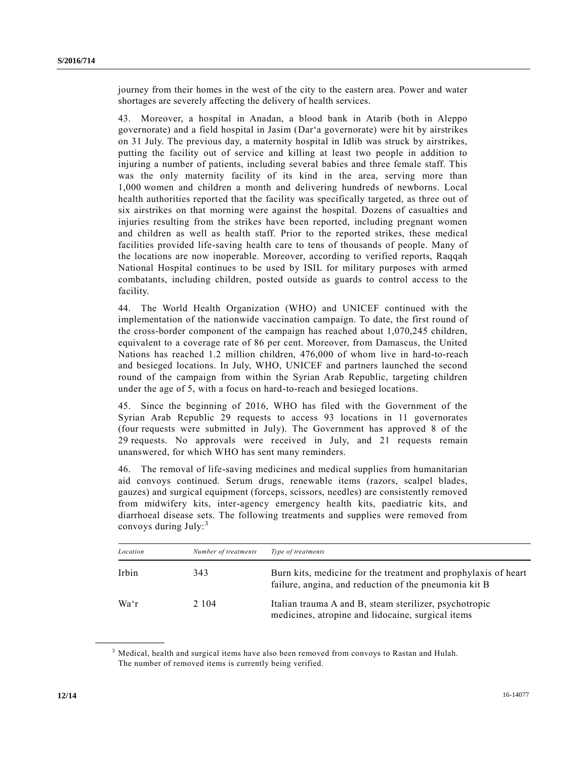journey from their homes in the west of the city to the eastern area. Power and water shortages are severely affecting the delivery of health services.

43. Moreover, a hospital in Anadan, a blood bank in Atarib (both in Aleppo governorate) and a field hospital in Jasim (Dar'a governorate) were hit by airstrikes on 31 July. The previous day, a maternity hospital in Idlib was struck by airstrikes, putting the facility out of service and killing at least two people in addition to injuring a number of patients, including several babies and three female staff. This was the only maternity facility of its kind in the area, serving more than 1,000 women and children a month and delivering hundreds of newborns. Local health authorities reported that the facility was specifically targeted, as three out of six airstrikes on that morning were against the hospital. Dozens of casualties and injuries resulting from the strikes have been reported, including pregnant women and children as well as health staff. Prior to the reported strikes, these medical facilities provided life-saving health care to tens of thousands of people. Many of the locations are now inoperable. Moreover, according to verified reports, Raqqah National Hospital continues to be used by ISIL for military purposes with armed combatants, including children, posted outside as guards to control access to the facility.

44. The World Health Organization (WHO) and UNICEF continued with the implementation of the nationwide vaccination campaign. To date, the first round of the cross-border component of the campaign has reached about 1,070,245 children, equivalent to a coverage rate of 86 per cent. Moreover, from Damascus, the United Nations has reached 1.2 million children, 476,000 of whom live in hard-to-reach and besieged locations. In July, WHO, UNICEF and partners launched the second round of the campaign from within the Syrian Arab Republic, targeting children under the age of 5, with a focus on hard-to-reach and besieged locations.

45. Since the beginning of 2016, WHO has filed with the Government of the Syrian Arab Republic 29 requests to access 93 locations in 11 governorates (four requests were submitted in July). The Government has approved 8 of the 29 requests. No approvals were received in July, and 21 requests remain unanswered, for which WHO has sent many reminders.

46. The removal of life-saving medicines and medical supplies from humanitarian aid convoys continued. Serum drugs, renewable items (razors, scalpel blades, gauzes) and surgical equipment (forceps, scissors, needles) are consistently removed from midwifery kits, inter-agency emergency health kits, paediatric kits, and diarrhoeal disease sets. The following treatments and supplies were removed from convoys during July:[3]

| *Location* | *Number of treatments* | *Type of treatments* |
|---|---|---|
| Irbin | 343 | Burn kits, medicine for the treatment and prophylaxis of heart failure, angina, and reduction of the pneumonia kit B |
| Wa'r | 2 104 | Italian trauma A and B, steam sterilizer, psychotropic medicines, atropine and lidocaine, surgical items |

[3] Medical, health and surgical items have also been removed from convoys to Rastan and Hulah. The number of removed items is currently being verified.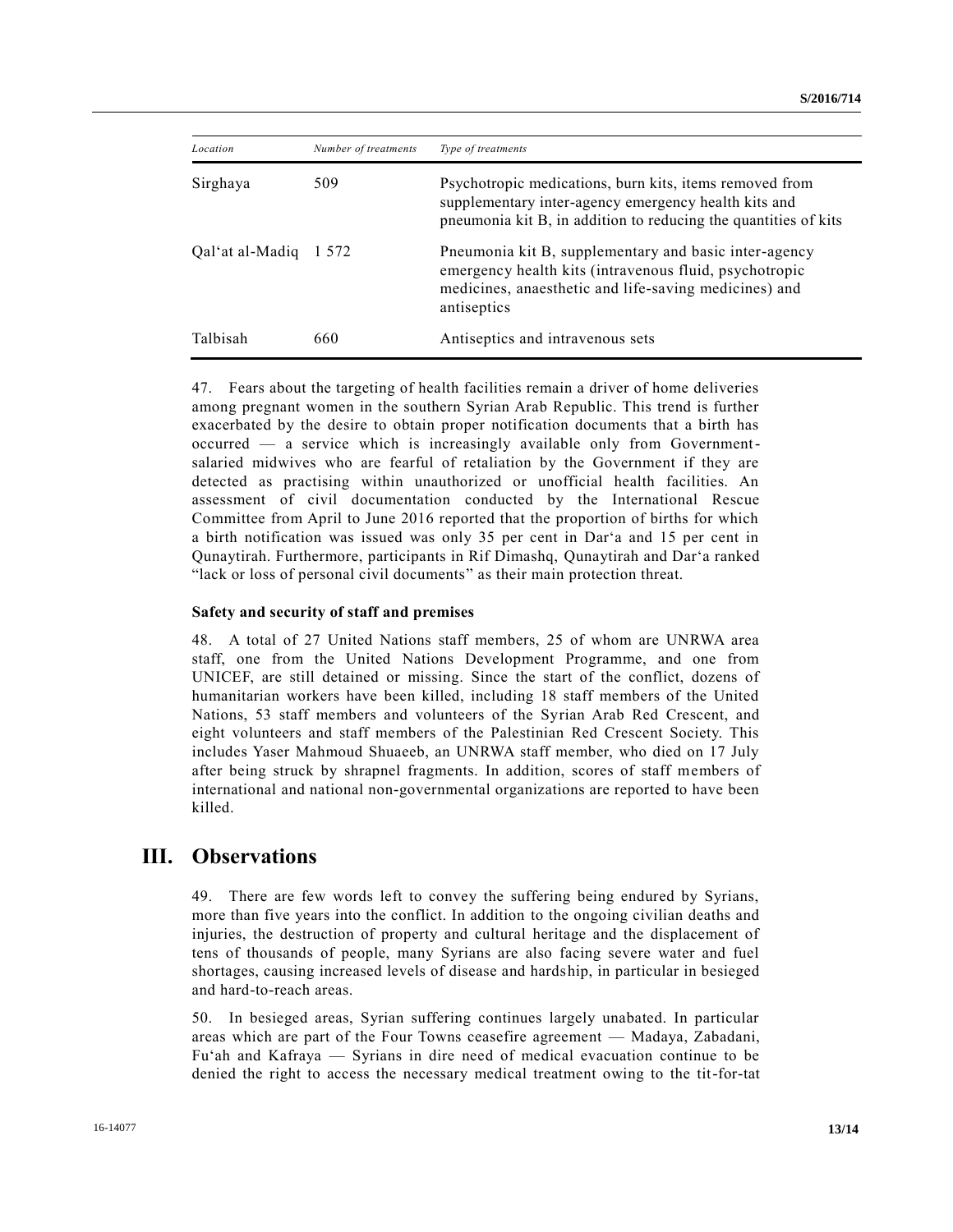| *Location* | *Number of treatments* | *Type of treatments* |
|---|---|---|
| Sirghaya | 509 | Psychotropic medications, burn kits, items removed from supplementary inter-agency emergency health kits and pneumonia kit B, in addition to reducing the quantities of kits |
| Qal‘at al-Madiq | 1 572 | Pneumonia kit B, supplementary and basic inter-agency emergency health kits (intravenous fluid, psychotropic medicines, anaesthetic and life-saving medicines) and antiseptics |
| Talbisah | 660 | Antiseptics and intravenous sets |

47. Fears about the targeting of health facilities remain a driver of home deliveries among pregnant women in the southern Syrian Arab Republic. This trend is further exacerbated by the desire to obtain proper notification documents that a birth has occurred — a service which is increasingly available only from Government-salaried midwives who are fearful of retaliation by the Government if they are detected as practising within unauthorized or unofficial health facilities. An assessment of civil documentation conducted by the International Rescue Committee from April to June 2016 reported that the proportion of births for which a birth notification was issued was only 35 per cent in Dar‘a and 15 per cent in Qunaytirah. Furthermore, participants in Rif Dimashq, Qunaytirah and Dar‘a ranked "lack or loss of personal civil documents" as their main protection threat.

**Safety and security of staff and premises**

48. A total of 27 United Nations staff members, 25 of whom are UNRWA area staff, one from the United Nations Development Programme, and one from UNICEF, are still detained or missing. Since the start of the conflict, dozens of humanitarian workers have been killed, including 18 staff members of the United Nations, 53 staff members and volunteers of the Syrian Arab Red Crescent, and eight volunteers and staff members of the Palestinian Red Crescent Society. This includes Yaser Mahmoud Shuaeeb, an UNRWA staff member, who died on 17 July after being struck by shrapnel fragments. In addition, scores of staff members of international and national non-governmental organizations are reported to have been killed.

## III. Observations

49. There are few words left to convey the suffering being endured by Syrians, more than five years into the conflict. In addition to the ongoing civilian deaths and injuries, the destruction of property and cultural heritage and the displacement of tens of thousands of people, many Syrians are also facing severe water and fuel shortages, causing increased levels of disease and hardship, in particular in besieged and hard-to-reach areas.

50. In besieged areas, Syrian suffering continues largely unabated. In particular areas which are part of the Four Towns ceasefire agreement — Madaya, Zabadani, Fu‘ah and Kafraya — Syrians in dire need of medical evacuation continue to be denied the right to access the necessary medical treatment owing to the tit-for-tat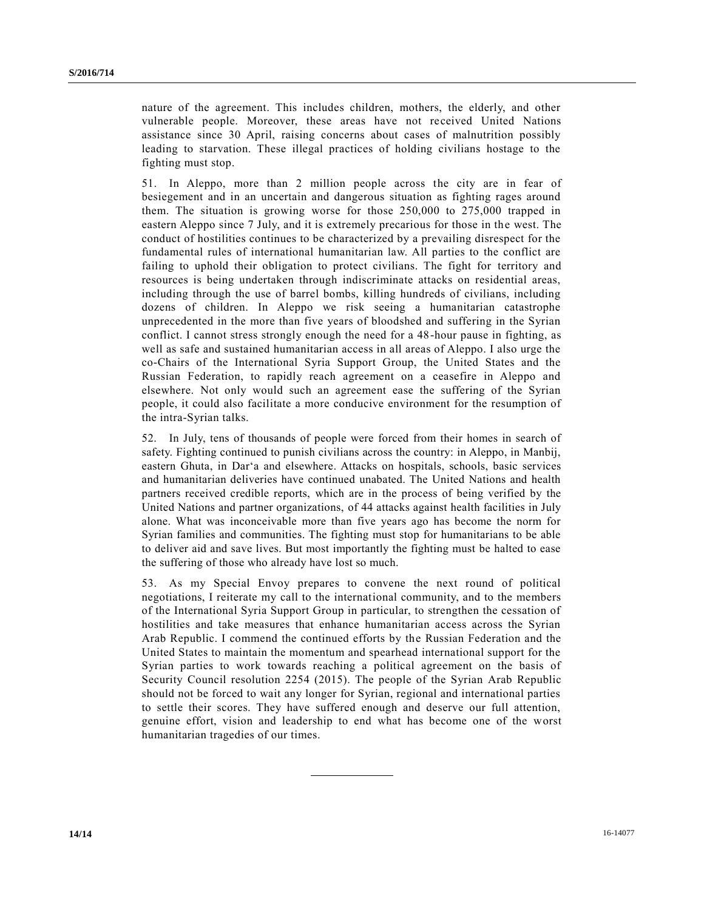nature of the agreement. This includes children, mothers, the elderly, and other vulnerable people. Moreover, these areas have not received United Nations assistance since 30 April, raising concerns about cases of malnutrition possibly leading to starvation. These illegal practices of holding civilians hostage to the fighting must stop.

51. In Aleppo, more than 2 million people across the city are in fear of besiegement and in an uncertain and dangerous situation as fighting rages around them. The situation is growing worse for those 250,000 to 275,000 trapped in eastern Aleppo since 7 July, and it is extremely precarious for those in the west. The conduct of hostilities continues to be characterized by a prevailing disrespect for the fundamental rules of international humanitarian law. All parties to the conflict are failing to uphold their obligation to protect civilians. The fight for territory and resources is being undertaken through indiscriminate attacks on residential areas, including through the use of barrel bombs, killing hundreds of civilians, including dozens of children. In Aleppo we risk seeing a humanitarian catastrophe unprecedented in the more than five years of bloodshed and suffering in the Syrian conflict. I cannot stress strongly enough the need for a 48-hour pause in fighting, as well as safe and sustained humanitarian access in all areas of Aleppo. I also urge the co-Chairs of the International Syria Support Group, the United States and the Russian Federation, to rapidly reach agreement on a ceasefire in Aleppo and elsewhere. Not only would such an agreement ease the suffering of the Syrian people, it could also facilitate a more conducive environment for the resumption of the intra-Syrian talks.

52. In July, tens of thousands of people were forced from their homes in search of safety. Fighting continued to punish civilians across the country: in Aleppo, in Manbij, eastern Ghuta, in Dar'a and elsewhere. Attacks on hospitals, schools, basic services and humanitarian deliveries have continued unabated. The United Nations and health partners received credible reports, which are in the process of being verified by the United Nations and partner organizations, of 44 attacks against health facilities in July alone. What was inconceivable more than five years ago has become the norm for Syrian families and communities. The fighting must stop for humanitarians to be able to deliver aid and save lives. But most importantly the fighting must be halted to ease the suffering of those who already have lost so much.

53. As my Special Envoy prepares to convene the next round of political negotiations, I reiterate my call to the international community, and to the members of the International Syria Support Group in particular, to strengthen the cessation of hostilities and take measures that enhance humanitarian access across the Syrian Arab Republic. I commend the continued efforts by the Russian Federation and the United States to maintain the momentum and spearhead international support for the Syrian parties to work towards reaching a political agreement on the basis of Security Council resolution 2254 (2015). The people of the Syrian Arab Republic should not be forced to wait any longer for Syrian, regional and international parties to settle their scores. They have suffered enough and deserve our full attention, genuine effort, vision and leadership to end what has become one of the worst humanitarian tragedies of our times.